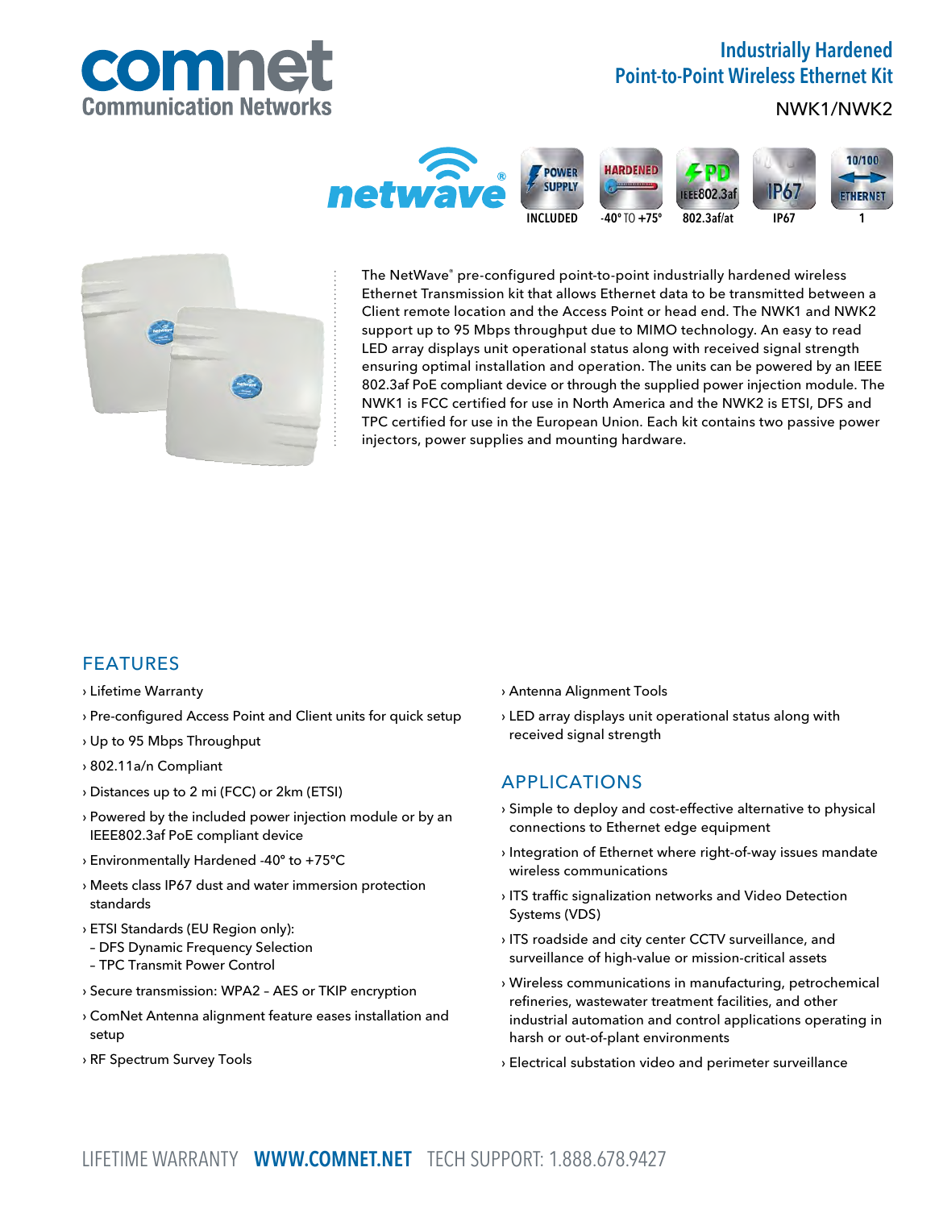# Industrially Hardened Point-to-Point Wireless Ethernet Kit

NWK1/NWK2

INCLUDED | -40° TO +75° | 802.3af/at | IP67 | 1

The NetWave® pre-configured point-to-point industrially hardened wireless Ethernet Transmission kit that allows Ethernet data to be transmitted between a Client remote location and the Access Point or head end. The NWK1 and NWK2 support up to 95 Mbps throughput due to MIMO technology. An easy to read LED array displays unit operational status along with received signal strength ensuring optimal installation and operation. The units can be powered by an IEEE 802.3af PoE compliant device or through the supplied power injection module. The NWK1 is FCC certified for use in North America and the NWK2 is ETSI, DFS and TPC certified for use in the European Union. Each kit contains two passive power injectors, power supplies and mounting hardware.

## FEATURES

› Lifetime Warranty

› Pre-configured Access Point and Client units for quick setup

› Up to 95 Mbps Throughput

› 802.11a/n Compliant

› Distances up to 2 mi (FCC) or 2km (ETSI)

› Powered by the included power injection module or by an IEEE802.3af PoE compliant device

› Environmentally Hardened -40° to +75°C

› Meets class IP67 dust and water immersion protection standards

› ETSI Standards (EU Region only):
- DFS Dynamic Frequency Selection
- TPC Transmit Power Control

› Secure transmission: WPA2 – AES or TKIP encryption

› ComNet Antenna alignment feature eases installation and setup

› RF Spectrum Survey Tools

› Antenna Alignment Tools

› LED array displays unit operational status along with received signal strength

## APPLICATIONS

› Simple to deploy and cost-effective alternative to physical connections to Ethernet edge equipment

› Integration of Ethernet where right-of-way issues mandate wireless communications

› ITS traffic signalization networks and Video Detection Systems (VDS)

› ITS roadside and city center CCTV surveillance, and surveillance of high-value or mission-critical assets

› Wireless communications in manufacturing, petrochemical refineries, wastewater treatment facilities, and other industrial automation and control applications operating in harsh or out-of-plant environments

› Electrical substation video and perimeter surveillance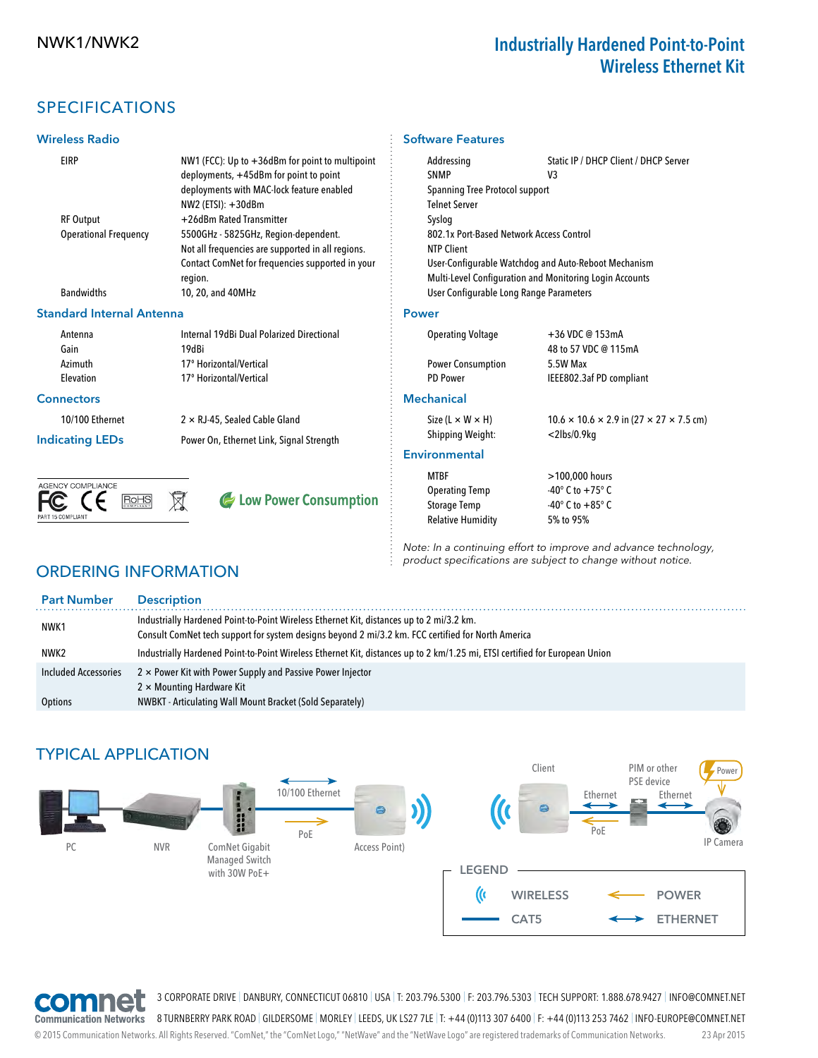# SPECIFICATIONS

## Wireless Radio

| | |
|---|---|
| EIRP | NW1 (FCC): Up to +36dBm for point to multipoint deployments, +45dBm for point to point deployments with MAC-lock feature enabled<br>NW2 (ETSI): +30dBm |
| RF Output | +26dBm Rated Transmitter |
| Operational Frequency | 5500GHz - 5825GHz, Region-dependent. Not all frequencies are supported in all regions. Contact ComNet for frequencies supported in your region. |
| Bandwidths | 10, 20, and 40MHz |

## Standard Internal Antenna

| | |
|---|---|
| Antenna | Internal 19dBi Dual Polarized Directional |
| Gain | 19dBi |
| Azimuth | 17° Horizontal/Vertical |
| Elevation | 17° Horizontal/Vertical |

## Connectors

| | |
|---|---|
| 10/100 Ethernet | 2 × RJ-45, Sealed Cable Gland |

## Indicating LEDs

Power On, Ethernet Link, Signal Strength

AGENCY COMPLIANCE

PART 15 COMPLIANT

Low Power Consumption

## Software Features

| | |
|---|---|
| Addressing | Static IP / DHCP Client / DHCP Server |
| SNMP | V3 |

- Spanning Tree Protocol support
- Telnet Server
- Syslog
- 802.1x Port-Based Network Access Control
- NTP Client
- User-Configurable Watchdog and Auto-Reboot Mechanism
- Multi-Level Configuration and Monitoring Login Accounts
- User Configurable Long Range Parameters

## Power

| | |
|---|---|
| Operating Voltage | +36 VDC @ 153mA<br>48 to 57 VDC @ 115mA |
| Power Consumption | 5.5W Max |
| PD Power | IEEE802.3af PD compliant |

## Mechanical

| | |
|---|---|
| Size (L × W × H) | 10.6 × 10.6 × 2.9 in (27 × 27 × 7.5 cm) |
| Shipping Weight: | <2lbs/0.9kg |

## Environmental

| | |
|---|---|
| MTBF | >100,000 hours |
| Operating Temp | -40° C to +75° C |
| Storage Temp | -40° C to +85° C |
| Relative Humidity | 5% to 95% |

*Note: In a continuing effort to improve and advance technology, product specifications are subject to change without notice.*

# ORDERING INFORMATION

| Part Number | Description |
|---|---|
| NWK1 | Industrially Hardened Point-to-Point Wireless Ethernet Kit, distances up to 2 mi/3.2 km.<br>Consult ComNet tech support for system designs beyond 2 mi/3.2 km. FCC certified for North America |
| NWK2 | Industrially Hardened Point-to-Point Wireless Ethernet Kit, distances up to 2 km/1.25 mi, ETSI certified for European Union |
| Included Accessories | 2 × Power Kit with Power Supply and Passive Power Injector<br>2 × Mounting Hardware Kit |
| Options | NWBKT - Articulating Wall Mount Bracket (Sold Separately) |

# TYPICAL APPLICATION

PC

NVR

ComNet Gigabit Managed Switch with 30W PoE+

10/100 Ethernet

PoE

Access Point)

Client

Ethernet

PoE

PIM or other PSE device

Ethernet

Power

IP Camera

LEGEND

WIRELESS

CAT5

POWER

ETHERNET

3 CORPORATE DRIVE | DANBURY, CONNECTICUT 06810 | USA | T: 203.796.5300 | F: 203.796.5303 | TECH SUPPORT: 1.888.678.9427 | INFO@COMNET.NET

8 TURNBERRY PARK ROAD | GILDERSOME | MORLEY | LEEDS, UK LS27 7LE | T: +44 (0)113 307 6400 | F: +44 (0)113 253 7462 | INFO-EUROPE@COMNET.NET

© 2015 Communication Networks. All Rights Reserved. "ComNet," the "ComNet Logo," "NetWave" and the "NetWave Logo" are registered trademarks of Communication Networks. 23 Apr 2015